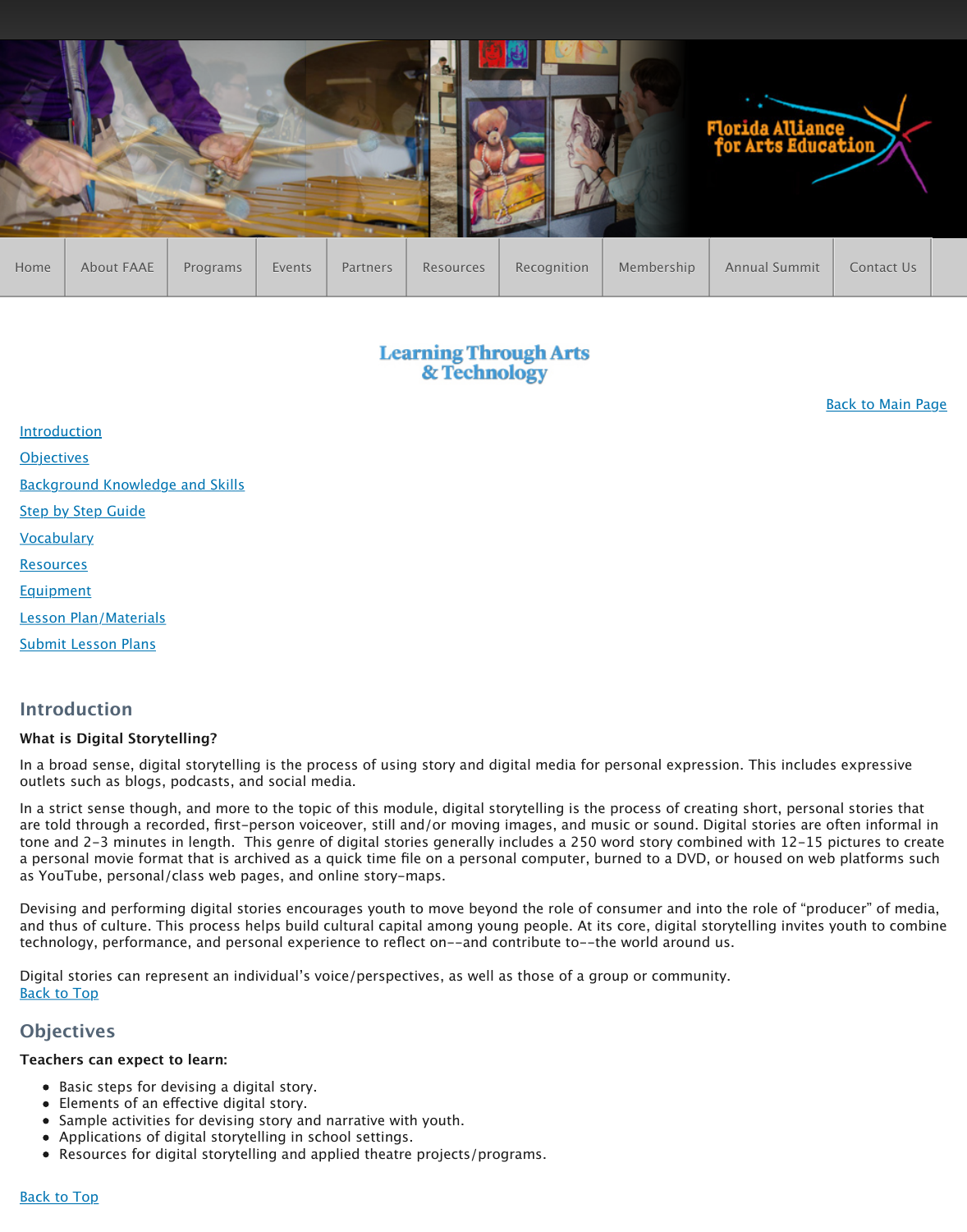Home | About FAAE | Programs | Events | Partners | Resources | Recognition | Membership | Annual Summit | Contact Us

# Learning Through Arts & Technology

Back to Main Page

- Introduction
- Objectives
- Background Knowledge and Skills
- Step by Step Guide
- Vocabulary
- Resources
- Equipment
- Lesson Plan/Materials
- Submit Lesson Plans

## Introduction

**What is Digital Storytelling?**

In a broad sense, digital storytelling is the process of using story and digital media for personal expression. This includes expressive outlets such as blogs, podcasts, and social media.

In a strict sense though, and more to the topic of this module, digital storytelling is the process of creating short, personal stories that are told through a recorded, first-person voiceover, still and/or moving images, and music or sound. Digital stories are often informal in tone and 2-3 minutes in length. This genre of digital stories generally includes a 250 word story combined with 12-15 pictures to create a personal movie format that is archived as a quick time file on a personal computer, burned to a DVD, or housed on web platforms such as YouTube, personal/class web pages, and online story-maps.

Devising and performing digital stories encourages youth to move beyond the role of consumer and into the role of "producer" of media, and thus of culture. This process helps build cultural capital among young people. At its core, digital storytelling invites youth to combine technology, performance, and personal experience to reflect on--and contribute to--the world around us.

Digital stories can represent an individual's voice/perspectives, as well as those of a group or community.
Back to Top

## Objectives

**Teachers can expect to learn:**

- Basic steps for devising a digital story.
- Elements of an effective digital story.
- Sample activities for devising story and narrative with youth.
- Applications of digital storytelling in school settings.
- Resources for digital storytelling and applied theatre projects/programs.

Back to Top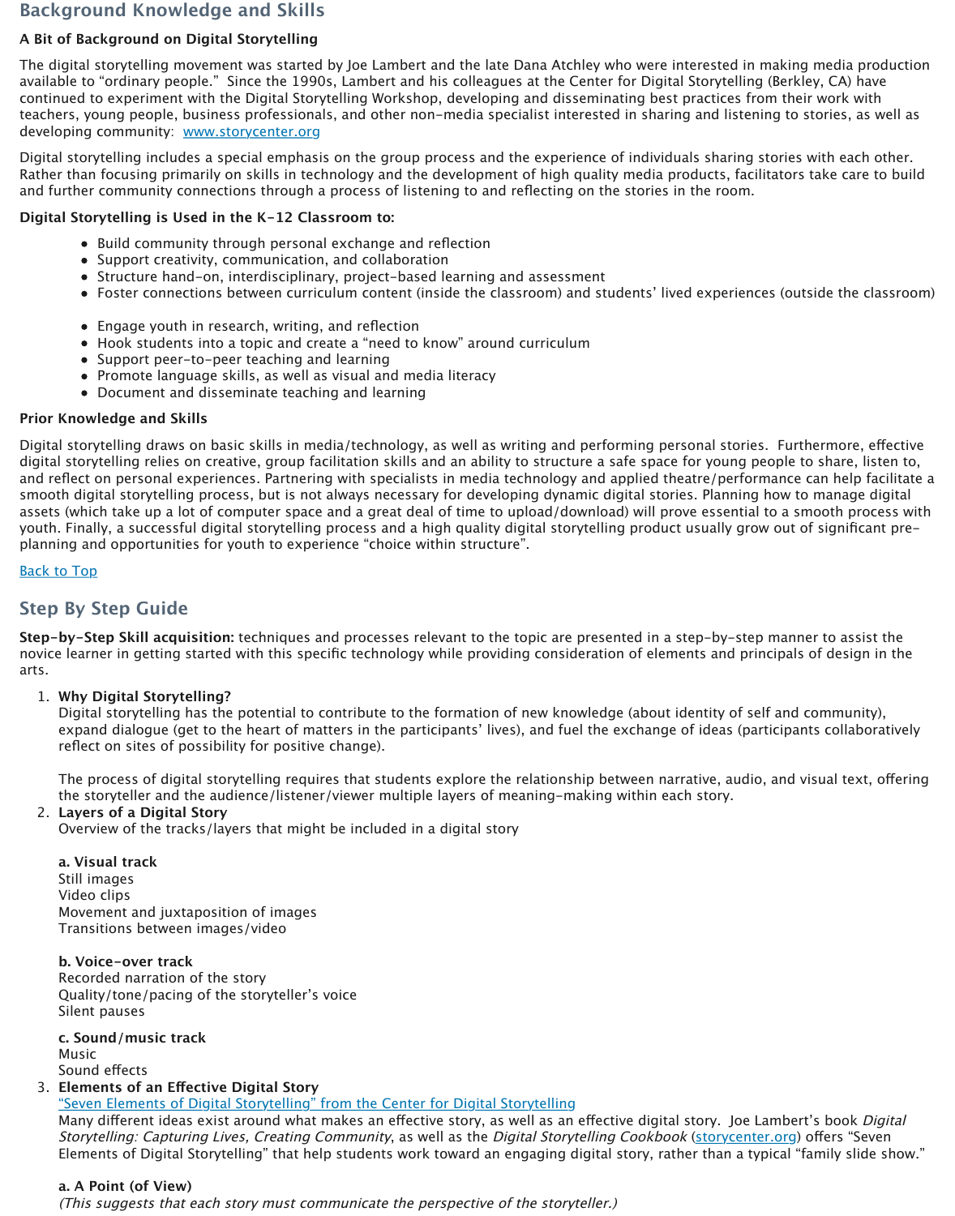## Background Knowledge and Skills

**A Bit of Background on Digital Storytelling**

The digital storytelling movement was started by Joe Lambert and the late Dana Atchley who were interested in making media production available to "ordinary people." Since the 1990s, Lambert and his colleagues at the Center for Digital Storytelling (Berkley, CA) have continued to experiment with the Digital Storytelling Workshop, developing and disseminating best practices from their work with teachers, young people, business professionals, and other non-media specialist interested in sharing and listening to stories, as well as developing community: [www.storycenter.org](www.storycenter.org)

Digital storytelling includes a special emphasis on the group process and the experience of individuals sharing stories with each other. Rather than focusing primarily on skills in technology and the development of high quality media products, facilitators take care to build and further community connections through a process of listening to and reflecting on the stories in the room.

**Digital Storytelling is Used in the K-12 Classroom to:**

- Build community through personal exchange and reflection
- Support creativity, communication, and collaboration
- Structure hand-on, interdisciplinary, project-based learning and assessment
- Foster connections between curriculum content (inside the classroom) and students' lived experiences (outside the classroom)

- Engage youth in research, writing, and reflection
- Hook students into a topic and create a "need to know" around curriculum
- Support peer-to-peer teaching and learning
- Promote language skills, as well as visual and media literacy
- Document and disseminate teaching and learning

**Prior Knowledge and Skills**

Digital storytelling draws on basic skills in media/technology, as well as writing and performing personal stories. Furthermore, effective digital storytelling relies on creative, group facilitation skills and an ability to structure a safe space for young people to share, listen to, and reflect on personal experiences. Partnering with specialists in media technology and applied theatre/performance can help facilitate a smooth digital storytelling process, but is not always necessary for developing dynamic digital stories. Planning how to manage digital assets (which take up a lot of computer space and a great deal of time to upload/download) will prove essential to a smooth process with youth. Finally, a successful digital storytelling process and a high quality digital storytelling product usually grow out of significant pre-planning and opportunities for youth to experience "choice within structure".

Back to Top

## Step By Step Guide

**Step-by-Step Skill acquisition:** techniques and processes relevant to the topic are presented in a step-by-step manner to assist the novice learner in getting started with this specific technology while providing consideration of elements and principals of design in the arts.

1. **Why Digital Storytelling?**
   Digital storytelling has the potential to contribute to the formation of new knowledge (about identity of self and community), expand dialogue (get to the heart of matters in the participants' lives), and fuel the exchange of ideas (participants collaboratively reflect on sites of possibility for positive change).

   The process of digital storytelling requires that students explore the relationship between narrative, audio, and visual text, offering the storyteller and the audience/listener/viewer multiple layers of meaning-making within each story.
2. **Layers of a Digital Story**
   Overview of the tracks/layers that might be included in a digital story

   **a. Visual track**
   Still images
   Video clips
   Movement and juxtaposition of images
   Transitions between images/video

   **b. Voice-over track**
   Recorded narration of the story
   Quality/tone/pacing of the storyteller's voice
   Silent pauses

   **c. Sound/music track**
   Music
   Sound effects
3. **Elements of an Effective Digital Story**
   "Seven Elements of Digital Storytelling" from the Center for Digital Storytelling
   Many different ideas exist around what makes an effective story, as well as an effective digital story. Joe Lambert's book *Digital Storytelling: Capturing Lives, Creating Community*, as well as the *Digital Storytelling Cookbook* (storycenter.org) offers "Seven Elements of Digital Storytelling" that help students work toward an engaging digital story, rather than a typical "family slide show."

   **a. A Point (of View)**
   *(This suggests that each story must communicate the perspective of the storyteller.)*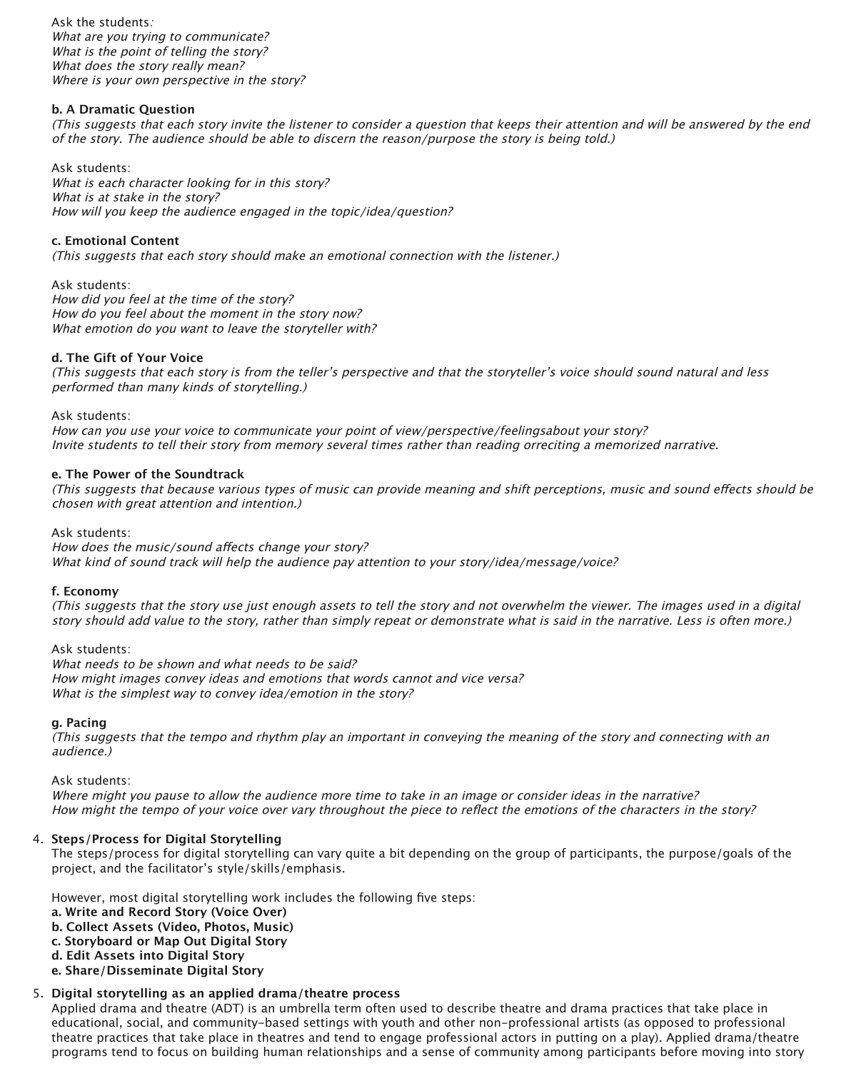Ask the students*:*
*What are you trying to communicate?*
*What is the point of telling the story?*
*What does the story really mean?*
*Where is your own perspective in the story?*

**b. A Dramatic Question**
*(This suggests that each story invite the listener to consider a question that keeps their attention and will be answered by the end of the story. The audience should be able to discern the reason/purpose the story is being told.)*

Ask students:
*What is each character looking for in this story?*
*What is at stake in the story?*
*How will you keep the audience engaged in the topic/idea/question?*

**c. Emotional Content**
*(This suggests that each story should make an emotional connection with the listener.)*

Ask students:
*How did you feel at the time of the story?*
*How do you feel about the moment in the story now?*
*What emotion do you want to leave the storyteller with?*

**d. The Gift of Your Voice**
*(This suggests that each story is from the teller's perspective and that the storyteller's voice should sound natural and less performed than many kinds of storytelling.)*

Ask students:
*How can you use your voice to communicate your point of view/perspective/feelingsabout your story?*
*Invite students to tell their story from memory several times rather than reading orreciting a memorized narrative.*

**e. The Power of the Soundtrack**
*(This suggests that because various types of music can provide meaning and shift perceptions, music and sound effects should be chosen with great attention and intention.)*

Ask students:
*How does the music/sound affects change your story?*
*What kind of sound track will help the audience pay attention to your story/idea/message/voice?*

**f. Economy**
*(This suggests that the story use just enough assets to tell the story and not overwhelm the viewer. The images used in a digital story should add value to the story, rather than simply repeat or demonstrate what is said in the narrative. Less is often more.)*

Ask students:
*What needs to be shown and what needs to be said?*
*How might images convey ideas and emotions that words cannot and vice versa?*
*What is the simplest way to convey idea/emotion in the story?*

**g. Pacing**
*(This suggests that the tempo and rhythm play an important in conveying the meaning of the story and connecting with an audience.)*

Ask students:
*Where might you pause to allow the audience more time to take in an image or consider ideas in the narrative?*
*How might the tempo of your voice over vary throughout the piece to reflect the emotions of the characters in the story?*

4. **Steps/Process for Digital Storytelling**
   The steps/process for digital storytelling can vary quite a bit depending on the group of participants, the purpose/goals of the project, and the facilitator's style/skills/emphasis.

   However, most digital storytelling work includes the following five steps:
   **a. Write and Record Story (Voice Over)**
   **b. Collect Assets (Video, Photos, Music)**
   **c. Storyboard or Map Out Digital Story**
   **d. Edit Assets into Digital Story**
   **e. Share/Disseminate Digital Story**

5. **Digital storytelling as an applied drama/theatre process**
   Applied drama and theatre (ADT) is an umbrella term often used to describe theatre and drama practices that take place in educational, social, and community-based settings with youth and other non-professional artists (as opposed to professional theatre practices that take place in theatres and tend to engage professional actors in putting on a play). Applied drama/theatre programs tend to focus on building human relationships and a sense of community among participants before moving into story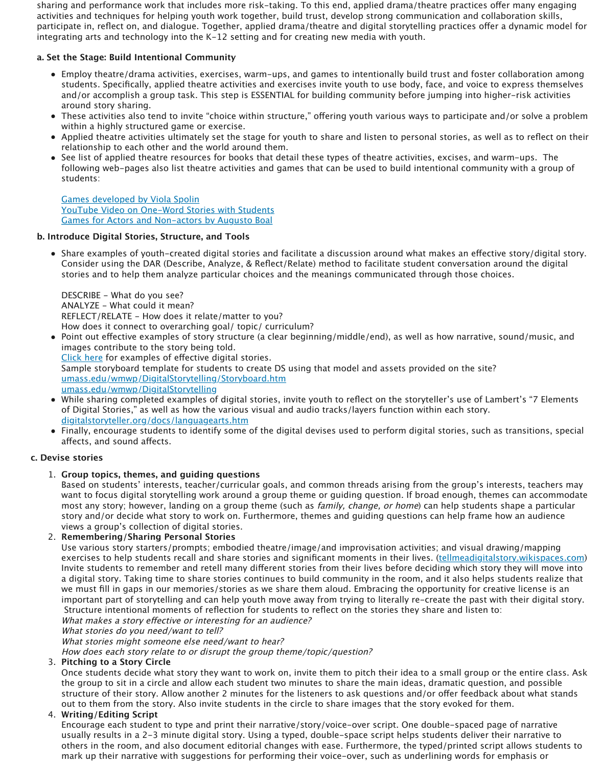sharing and performance work that includes more risk-taking. To this end, applied drama/theatre practices offer many engaging activities and techniques for helping youth work together, build trust, develop strong communication and collaboration skills, participate in, reflect on, and dialogue. Together, applied drama/theatre and digital storytelling practices offer a dynamic model for integrating arts and technology into the K-12 setting and for creating new media with youth.

**a. Set the Stage: Build Intentional Community**

- Employ theatre/drama activities, exercises, warm-ups, and games to intentionally build trust and foster collaboration among students. Specifically, applied theatre activities and exercises invite youth to use body, face, and voice to express themselves and/or accomplish a group task. This step is ESSENTIAL for building community before jumping into higher-risk activities around story sharing.
- These activities also tend to invite "choice within structure," offering youth various ways to participate and/or solve a problem within a highly structured game or exercise.
- Applied theatre activities ultimately set the stage for youth to share and listen to personal stories, as well as to reflect on their relationship to each other and the world around them.
- See list of applied theatre resources for books that detail these types of theatre activities, excises, and warm-ups. The following web-pages also list theatre activities and games that can be used to build intentional community with a group of students:

  Games developed by Viola Spolin
  YouTube Video on One-Word Stories with Students
  Games for Actors and Non-actors by Augusto Boal

**b. Introduce Digital Stories, Structure, and Tools**

- Share examples of youth-created digital stories and facilitate a discussion around what makes an effective story/digital story. Consider using the DAR (Describe, Analyze, & Reflect/Relate) method to facilitate student conversation around the digital stories and to help them analyze particular choices and the meanings communicated through those choices.

  DESCRIBE - What do you see?
  ANALYZE - What could it mean?
  REFLECT/RELATE - How does it relate/matter to you?
  How does it connect to overarching goal/ topic/ curriculum?
- Point out effective examples of story structure (a clear beginning/middle/end), as well as how narrative, sound/music, and images contribute to the story being told.
  Click here for examples of effective digital stories.
  Sample storyboard template for students to create DS using that model and assets provided on the site?
  umass.edu/wmwp/DigitalStorytelling/Storyboard.htm
  umass.edu/wmwp/DigitalStorytelling
- While sharing completed examples of digital stories, invite youth to reflect on the storyteller's use of Lambert's "7 Elements of Digital Stories," as well as how the various visual and audio tracks/layers function within each story.
  digitalstoryteller.org/docs/languagearts.htm
- Finally, encourage students to identify some of the digital devises used to perform digital stories, such as transitions, special affects, and sound affects.

**c. Devise stories**

1. **Group topics, themes, and guiding questions**
   Based on students' interests, teacher/curricular goals, and common threads arising from the group's interests, teachers may want to focus digital storytelling work around a group theme or guiding question. If broad enough, themes can accommodate most any story; however, landing on a group theme (such as *family, change, or home*) can help students shape a particular story and/or decide what story to work on. Furthermore, themes and guiding questions can help frame how an audience views a group's collection of digital stories.
2. **Remembering/Sharing Personal Stories**
   Use various story starters/prompts; embodied theatre/image/and improvisation activities; and visual drawing/mapping exercises to help students recall and share stories and significant moments in their lives. (tellmeadigitalstory.wikispaces.com) Invite students to remember and retell many different stories from their lives before deciding which story they will move into a digital story. Taking time to share stories continues to build community in the room, and it also helps students realize that we must fill in gaps in our memories/stories as we share them aloud. Embracing the opportunity for creative license is an important part of storytelling and can help youth move away from trying to literally re-create the past with their digital story. Structure intentional moments of reflection for students to reflect on the stories they share and listen to:
   *What makes a story effective or interesting for an audience?*
   *What stories do you need/want to tell?*
   *What stories might someone else need/want to hear?*
   *How does each story relate to or disrupt the group theme/topic/question?*
3. **Pitching to a Story Circle**
   Once students decide what story they want to work on, invite them to pitch their idea to a small group or the entire class. Ask the group to sit in a circle and allow each student two minutes to share the main ideas, dramatic question, and possible structure of their story. Allow another 2 minutes for the listeners to ask questions and/or offer feedback about what stands out to them from the story. Also invite students in the circle to share images that the story evoked for them.
4. **Writing/Editing Script**
   Encourage each student to type and print their narrative/story/voice-over script. One double-spaced page of narrative usually results in a 2-3 minute digital story. Using a typed, double-space script helps students deliver their narrative to others in the room, and also document editorial changes with ease. Furthermore, the typed/printed script allows students to mark up their narrative with suggestions for performing their voice-over, such as underlining words for emphasis or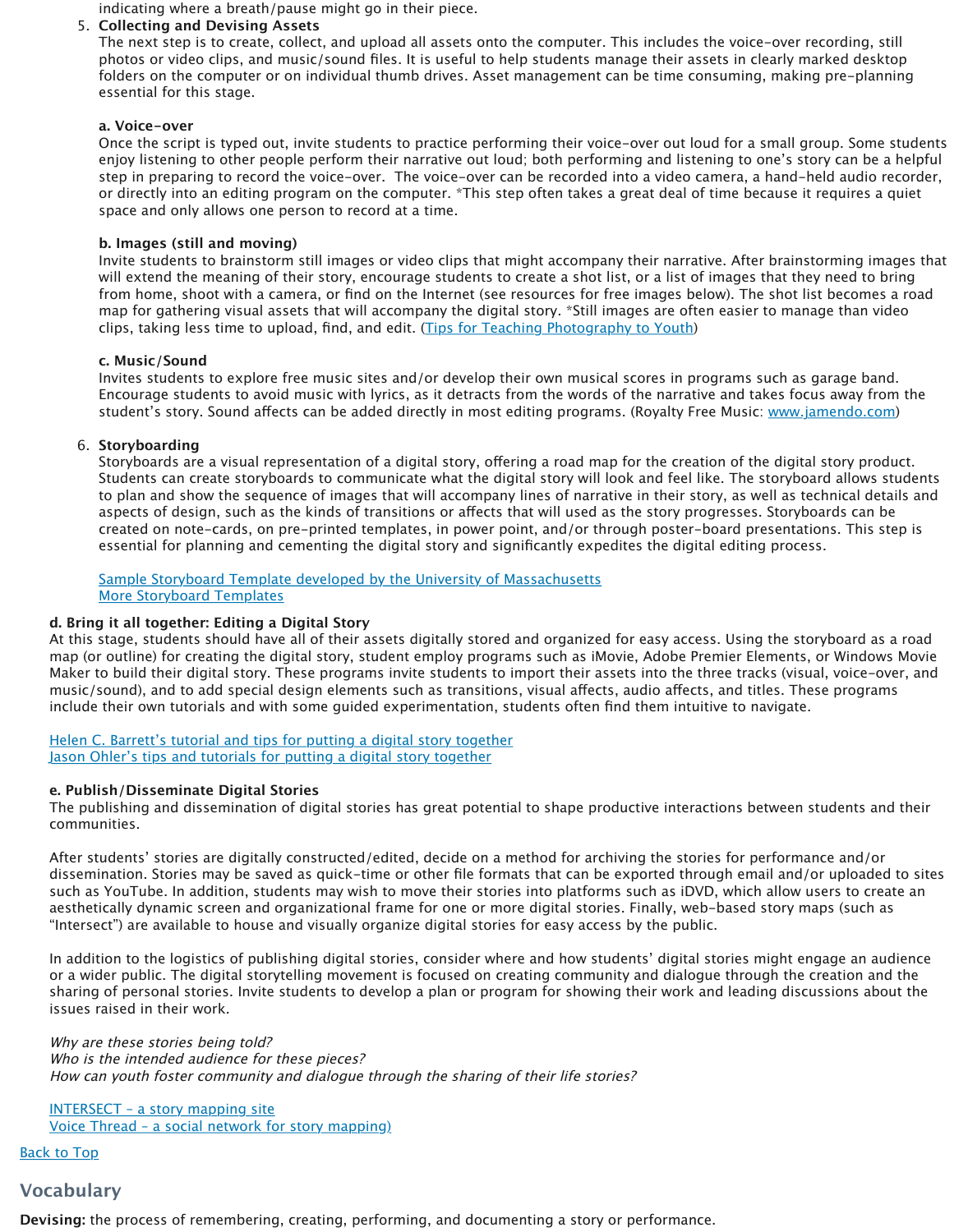indicating where a breath/pause might go in their piece.

5. **Collecting and Devising Assets**
   The next step is to create, collect, and upload all assets onto the computer. This includes the voice-over recording, still photos or video clips, and music/sound files. It is useful to help students manage their assets in clearly marked desktop folders on the computer or on individual thumb drives. Asset management can be time consuming, making pre-planning essential for this stage.

   **a. Voice-over**
   Once the script is typed out, invite students to practice performing their voice-over out loud for a small group. Some students enjoy listening to other people perform their narrative out loud; both performing and listening to one's story can be a helpful step in preparing to record the voice-over. The voice-over can be recorded into a video camera, a hand-held audio recorder, or directly into an editing program on the computer. *This step often takes a great deal of time because it requires a quiet space and only allows one person to record at a time.

   **b. Images (still and moving)**
   Invite students to brainstorm still images or video clips that might accompany their narrative. After brainstorming images that will extend the meaning of their story, encourage students to create a shot list, or a list of images that they need to bring from home, shoot with a camera, or find on the Internet (see resources for free images below). The shot list becomes a road map for gathering visual assets that will accompany the digital story. *Still images are often easier to manage than video clips, taking less time to upload, find, and edit. (Tips for Teaching Photography to Youth)

   **c. Music/Sound**
   Invites students to explore free music sites and/or develop their own musical scores in programs such as garage band. Encourage students to avoid music with lyrics, as it detracts from the words of the narrative and takes focus away from the student's story. Sound affects can be added directly in most editing programs. (Royalty Free Music: www.jamendo.com)

6. **Storyboarding**
   Storyboards are a visual representation of a digital story, offering a road map for the creation of the digital story product. Students can create storyboards to communicate what the digital story will look and feel like. The storyboard allows students to plan and show the sequence of images that will accompany lines of narrative in their story, as well as technical details and aspects of design, such as the kinds of transitions or affects that will used as the story progresses. Storyboards can be created on note-cards, on pre-printed templates, in power point, and/or through poster-board presentations. This step is essential for planning and cementing the digital story and significantly expedites the digital editing process.

   Sample Storyboard Template developed by the University of Massachusetts
   More Storyboard Templates

**d. Bring it all together: Editing a Digital Story**
At this stage, students should have all of their assets digitally stored and organized for easy access. Using the storyboard as a road map (or outline) for creating the digital story, student employ programs such as iMovie, Adobe Premier Elements, or Windows Movie Maker to build their digital story. These programs invite students to import their assets into the three tracks (visual, voice-over, and music/sound), and to add special design elements such as transitions, visual affects, audio affects, and titles. These programs include their own tutorials and with some guided experimentation, students often find them intuitive to navigate.

Helen C. Barrett's tutorial and tips for putting a digital story together
Jason Ohler's tips and tutorials for putting a digital story together

**e. Publish/Disseminate Digital Stories**
The publishing and dissemination of digital stories has great potential to shape productive interactions between students and their communities.

After students' stories are digitally constructed/edited, decide on a method for archiving the stories for performance and/or dissemination. Stories may be saved as quick-time or other file formats that can be exported through email and/or uploaded to sites such as YouTube. In addition, students may wish to move their stories into platforms such as iDVD, which allow users to create an aesthetically dynamic screen and organizational frame for one or more digital stories. Finally, web-based story maps (such as "Intersect") are available to house and visually organize digital stories for easy access by the public.

In addition to the logistics of publishing digital stories, consider where and how students' digital stories might engage an audience or a wider public. The digital storytelling movement is focused on creating community and dialogue through the creation and the sharing of personal stories. Invite students to develop a plan or program for showing their work and leading discussions about the issues raised in their work.

*Why are these stories being told?*
*Who is the intended audience for these pieces?*
*How can youth foster community and dialogue through the sharing of their life stories?*

INTERSECT – a story mapping site
Voice Thread – a social network for story mapping)

Back to Top

## Vocabulary

**Devising:** the process of remembering, creating, performing, and documenting a story or performance.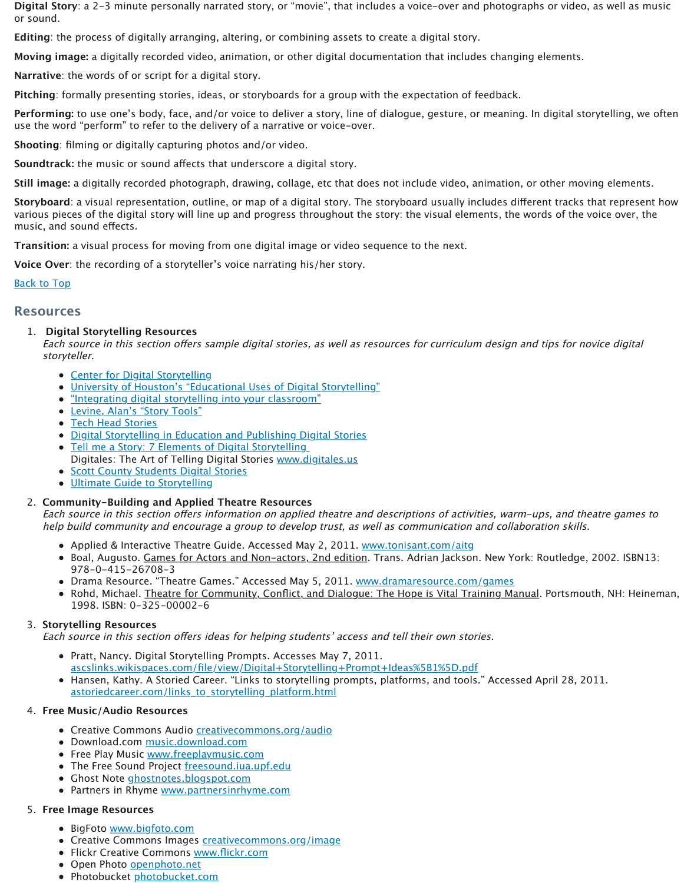**Digital Story**: a 2-3 minute personally narrated story, or "movie", that includes a voice-over and photographs or video, as well as music or sound.

**Editing**: the process of digitally arranging, altering, or combining assets to create a digital story.

**Moving image:** a digitally recorded video, animation, or other digital documentation that includes changing elements.

**Narrative**: the words of or script for a digital story.

**Pitching**: formally presenting stories, ideas, or storyboards for a group with the expectation of feedback.

**Performing:** to use one's body, face, and/or voice to deliver a story, line of dialogue, gesture, or meaning. In digital storytelling, we often use the word "perform" to refer to the delivery of a narrative or voice-over.

**Shooting**: filming or digitally capturing photos and/or video.

**Soundtrack:** the music or sound affects that underscore a digital story.

**Still image:** a digitally recorded photograph, drawing, collage, etc that does not include video, animation, or other moving elements.

**Storyboard**: a visual representation, outline, or map of a digital story. The storyboard usually includes different tracks that represent how various pieces of the digital story will line up and progress throughout the story: the visual elements, the words of the voice over, the music, and sound effects.

**Transition:** a visual process for moving from one digital image or video sequence to the next.

**Voice Over**: the recording of a storyteller's voice narrating his/her story.

Back to Top

## Resources

1. **Digital Storytelling Resources**
   *Each source in this section offers sample digital stories, as well as resources for curriculum design and tips for novice digital storyteller.*
   - Center for Digital Storytelling
   - University of Houston's "Educational Uses of Digital Storytelling"
   - "Integrating digital storytelling into your classroom"
   - Levine, Alan's "Story Tools"
   - Tech Head Stories
   - Digital Storytelling in Education and Publishing Digital Stories
   - Tell me a Story: 7 Elements of Digital Storytelling
     Digitales: The Art of Telling Digital Stories www.digitales.us
   - Scott County Students Digital Stories
   - Ultimate Guide to Storytelling

2. **Community-Building and Applied Theatre Resources**
   *Each source in this section offers information on applied theatre and descriptions of activities, warm-ups, and theatre games to help build community and encourage a group to develop trust, as well as communication and collaboration skills.*
   - Applied & Interactive Theatre Guide. Accessed May 2, 2011. www.tonisant.com/aitg
   - Boal, Augusto. Games for Actors and Non-actors, 2nd edition. Trans. Adrian Jackson. New York: Routledge, 2002. ISBN13: 978-0-415-26708-3
   - Drama Resource. "Theatre Games." Accessed May 5, 2011. www.dramaresource.com/games
   - Rohd, Michael. Theatre for Community, Conflict, and Dialogue: The Hope is Vital Training Manual. Portsmouth, NH: Heineman, 1998. ISBN: 0-325-00002-6

3. **Storytelling Resources**
   *Each source in this section offers ideas for helping students' access and tell their own stories.*
   - Pratt, Nancy. Digital Storytelling Prompts. Accesses May 7, 2011. ascslinks.wikispaces.com/file/view/Digital+Storytelling+Prompt+Ideas%5B1%5D.pdf
   - Hansen, Kathy. A Storied Career. "Links to storytelling prompts, platforms, and tools." Accessed April 28, 2011. astoriedcareer.com/links_to_storytelling_platform.html

4. **Free Music/Audio Resources**
   - Creative Commons Audio creativecommons.org/audio
   - Download.com music.download.com
   - Free Play Music www.freeplaymusic.com
   - The Free Sound Project freesound.iua.upf.edu
   - Ghost Note ghostnotes.blogspot.com
   - Partners in Rhyme www.partnersinrhyme.com

5. **Free Image Resources**
   - BigFoto www.bigfoto.com
   - Creative Commons Images creativecommons.org/image
   - Flickr Creative Commons www.flickr.com
   - Open Photo openphoto.net
   - Photobucket photobucket.com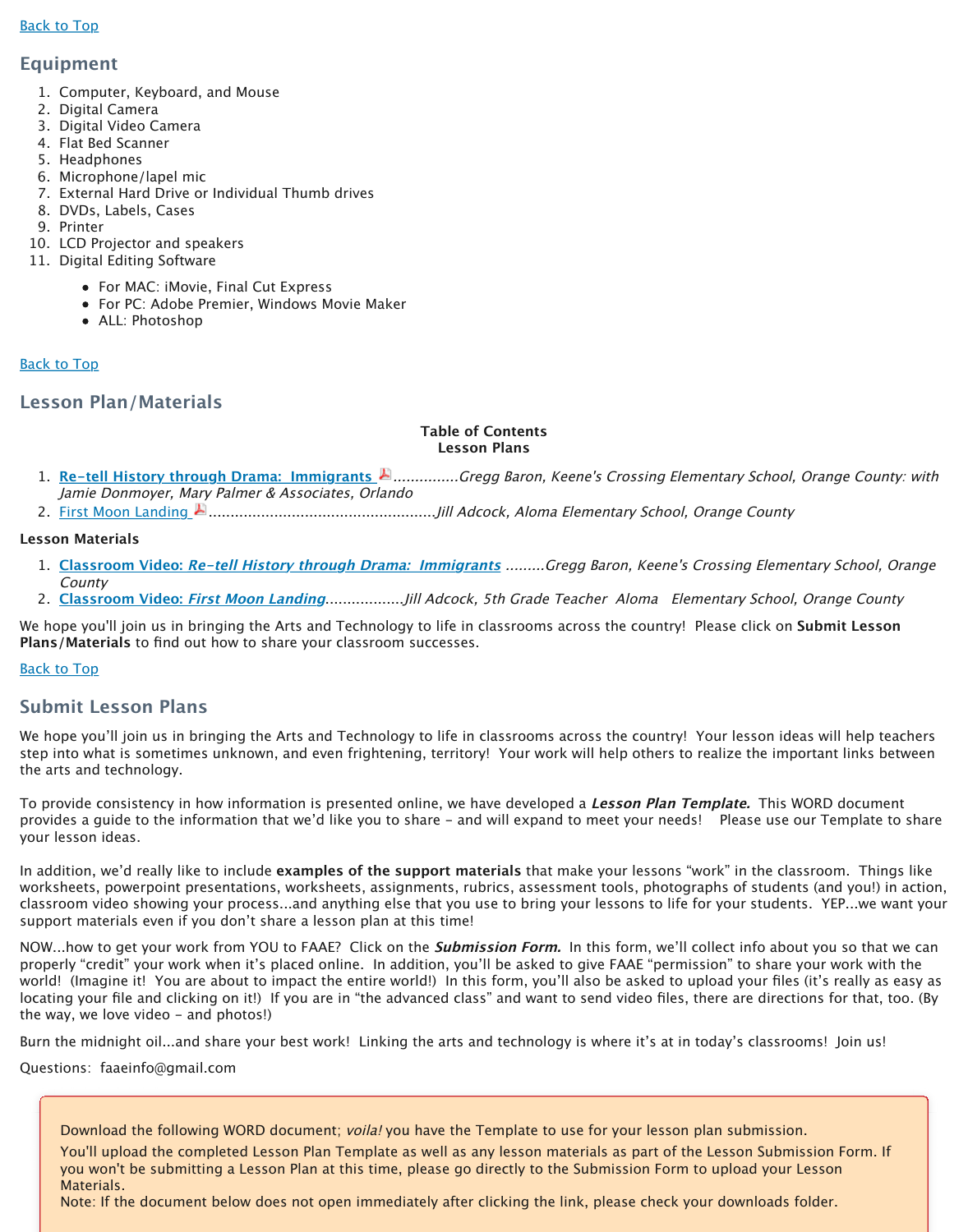Back to Top

## Equipment

1. Computer, Keyboard, and Mouse
2. Digital Camera
3. Digital Video Camera
4. Flat Bed Scanner
5. Headphones
6. Microphone/lapel mic
7. External Hard Drive or Individual Thumb drives
8. DVDs, Labels, Cases
9. Printer
10. LCD Projector and speakers
11. Digital Editing Software
    - For MAC: iMovie, Final Cut Express
    - For PC: Adobe Premier, Windows Movie Maker
    - ALL: Photoshop

Back to Top

## Lesson Plan/Materials

**Table of Contents**
**Lesson Plans**

1. **Re-tell History through Drama: Immigrants** ...............*Gregg Baron, Keene's Crossing Elementary School, Orange County: with Jamie Donmoyer, Mary Palmer & Associates, Orlando*
2. First Moon Landing ....................................................*Jill Adcock, Aloma Elementary School, Orange County*

**Lesson Materials**

1. ***Classroom Video: Re-tell History through Drama: Immigrants*** .........*Gregg Baron, Keene's Crossing Elementary School, Orange County*
2. ***Classroom Video: First Moon Landing***..................*Jill Adcock, 5th Grade Teacher Aloma Elementary School, Orange County*

We hope you'll join us in bringing the Arts and Technology to life in classrooms across the country! Please click on **Submit Lesson Plans/Materials** to find out how to share your classroom successes.

Back to Top

## Submit Lesson Plans

We hope you'll join us in bringing the Arts and Technology to life in classrooms across the country! Your lesson ideas will help teachers step into what is sometimes unknown, and even frightening, territory! Your work will help others to realize the important links between the arts and technology.

To provide consistency in how information is presented online, we have developed a ***Lesson Plan Template.*** This WORD document provides a guide to the information that we'd like you to share – and will expand to meet your needs! Please use our Template to share your lesson ideas.

In addition, we'd really like to include **examples of the support materials** that make your lessons "work" in the classroom. Things like worksheets, powerpoint presentations, worksheets, assignments, rubrics, assessment tools, photographs of students (and you!) in action, classroom video showing your process...and anything else that you use to bring your lessons to life for your students. YEP...we want your support materials even if you don't share a lesson plan at this time!

NOW...how to get your work from YOU to FAAE? Click on the ***Submission Form.*** In this form, we'll collect info about you so that we can properly "credit" your work when it's placed online. In addition, you'll be asked to give FAAE "permission" to share your work with the world! (Imagine it! You are about to impact the entire world!) In this form, you'll also be asked to upload your files (it's really as easy as locating your file and clicking on it!) If you are in "the advanced class" and want to send video files, there are directions for that, too. (By the way, we love video – and photos!)

Burn the midnight oil...and share your best work! Linking the arts and technology is where it's at in today's classrooms! Join us!

Questions: faaeinfo@gmail.com

Download the following WORD document; *voila!* you have the Template to use for your lesson plan submission.

You'll upload the completed Lesson Plan Template as well as any lesson materials as part of the Lesson Submission Form. If you won't be submitting a Lesson Plan at this time, please go directly to the Submission Form to upload your Lesson Materials.
Note: If the document below does not open immediately after clicking the link, please check your downloads folder.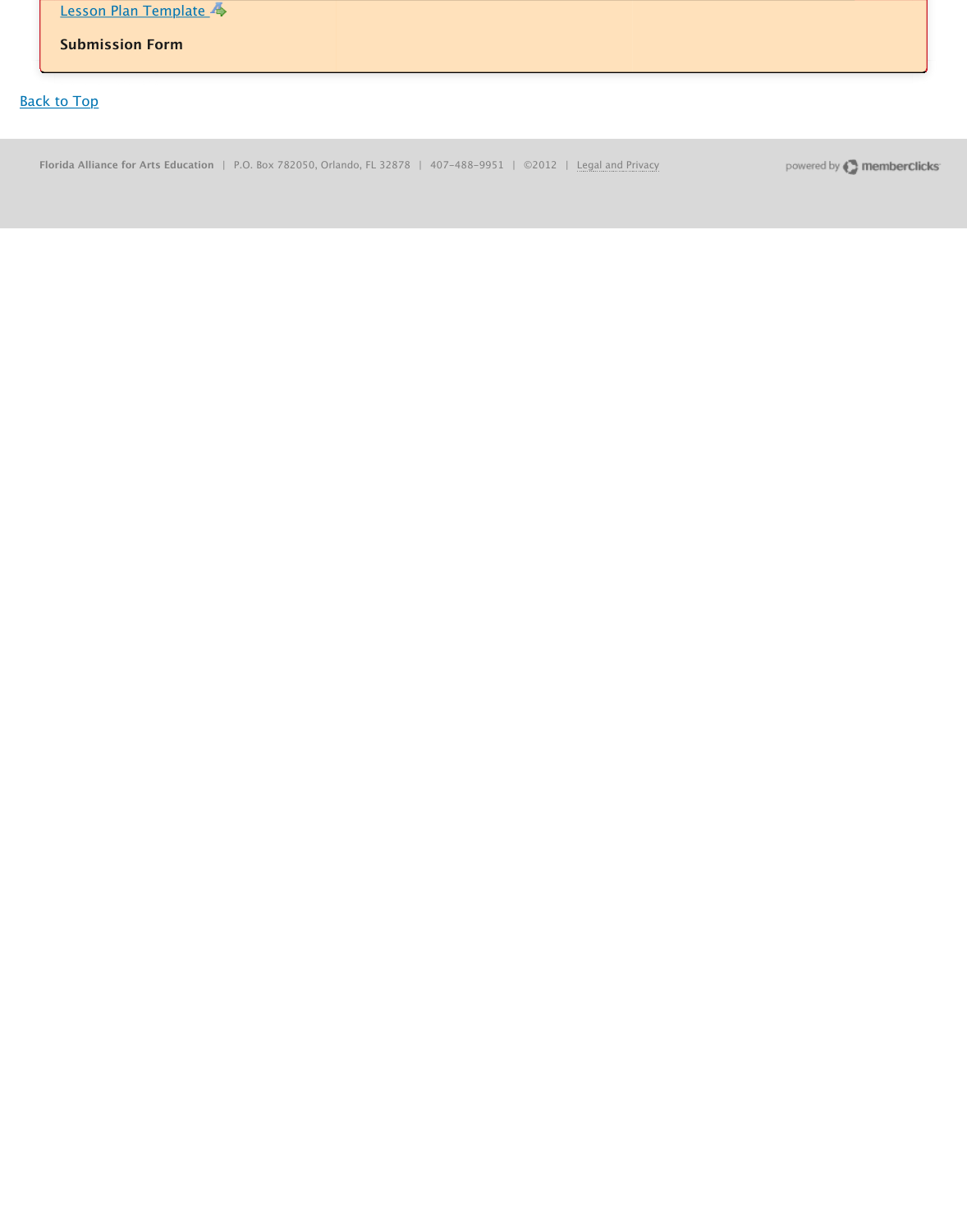Lesson Plan Template

**Submission Form**

Back to Top

Florida Alliance for Arts Education | P.O. Box 782050, Orlando, FL 32878 | 407-488-9951 | ©2012 | Legal and Privacy

powered by memberclicks